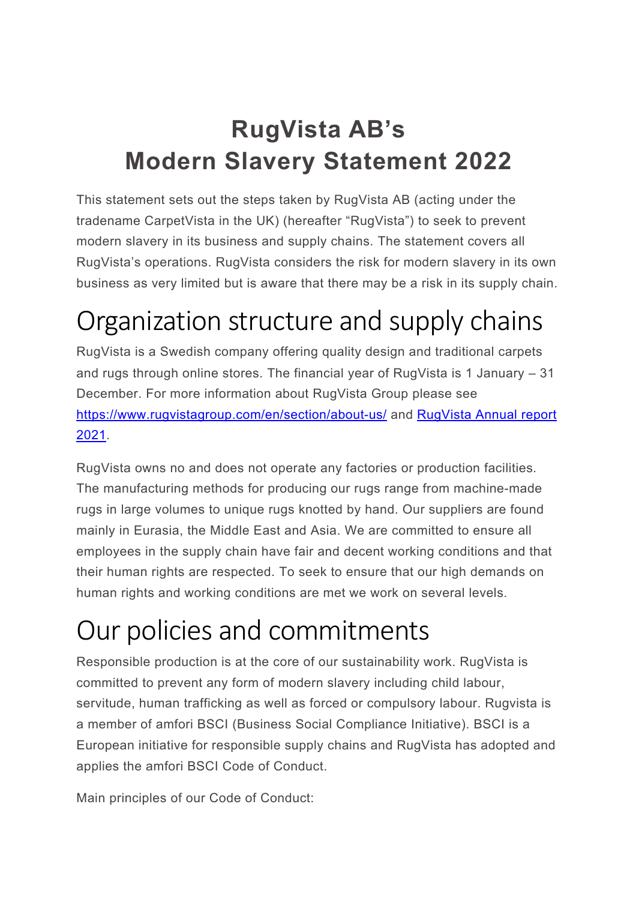# RugVista AB's Modern Slavery Statement 2022

This statement sets out the steps taken by RugVista AB (acting under the tradename CarpetVista in the UK) (hereafter "RugVista") to seek to prevent modern slavery in its business and supply chains. The statement covers all RugVista's operations. RugVista considers the risk for modern slavery in its own business as very limited but is aware that there may be a risk in its supply chain.

## Organization structure and supply chains

RugVista is a Swedish company offering quality design and traditional carpets and rugs through online stores. The financial year of RugVista is 1 January – 31 December. For more information about RugVista Group please see [https://www.rugvistagroup.com/en/section/about-us/](https://www.rugvistagroup.com/en/section/about-us/) and RugVista Annual report 2021.

RugVista owns no and does not operate any factories or production facilities. The manufacturing methods for producing our rugs range from machine-made rugs in large volumes to unique rugs knotted by hand. Our suppliers are found mainly in Eurasia, the Middle East and Asia. We are committed to ensure all employees in the supply chain have fair and decent working conditions and that their human rights are respected. To seek to ensure that our high demands on human rights and working conditions are met we work on several levels.

## Our policies and commitments

Responsible production is at the core of our sustainability work. RugVista is committed to prevent any form of modern slavery including child labour, servitude, human trafficking as well as forced or compulsory labour. Rugvista is a member of amfori BSCI (Business Social Compliance Initiative). BSCI is a European initiative for responsible supply chains and RugVista has adopted and applies the amfori BSCI Code of Conduct.

Main principles of our Code of Conduct: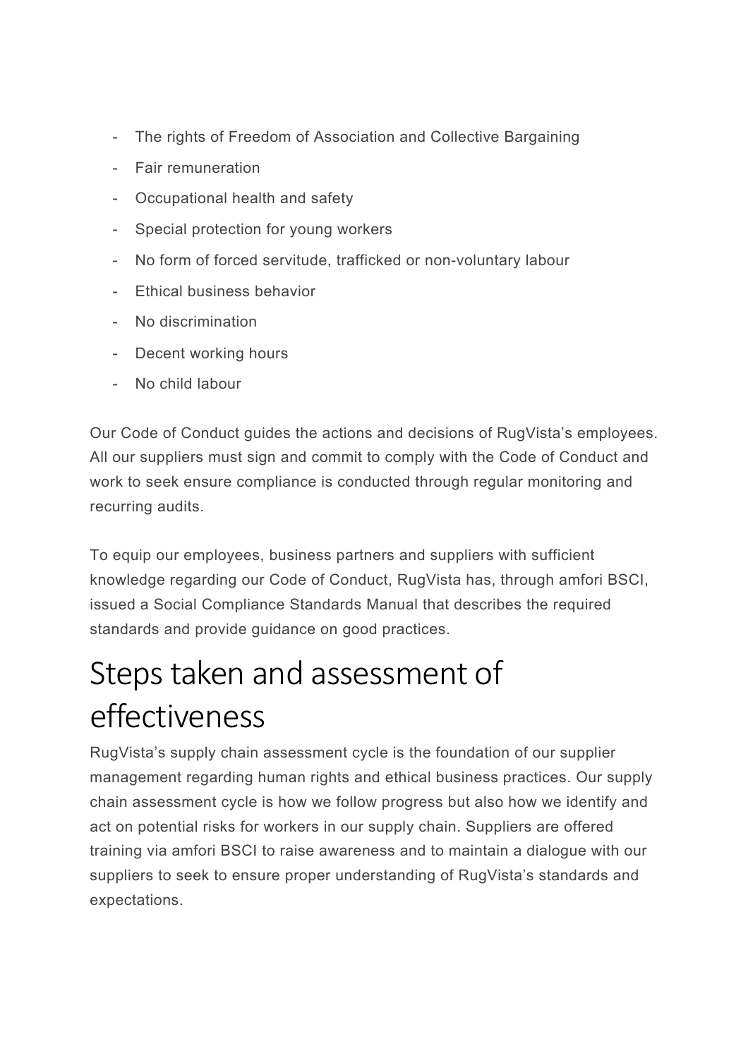- The rights of Freedom of Association and Collective Bargaining
- Fair remuneration
- Occupational health and safety
- Special protection for young workers
- No form of forced servitude, trafficked or non-voluntary labour
- Ethical business behavior
- No discrimination
- Decent working hours
- No child labour

Our Code of Conduct guides the actions and decisions of RugVista's employees. All our suppliers must sign and commit to comply with the Code of Conduct and work to seek ensure compliance is conducted through regular monitoring and recurring audits.

To equip our employees, business partners and suppliers with sufficient knowledge regarding our Code of Conduct, RugVista has, through amfori BSCI, issued a Social Compliance Standards Manual that describes the required standards and provide guidance on good practices.

# Steps taken and assessment of effectiveness

RugVista's supply chain assessment cycle is the foundation of our supplier management regarding human rights and ethical business practices. Our supply chain assessment cycle is how we follow progress but also how we identify and act on potential risks for workers in our supply chain. Suppliers are offered training via amfori BSCI to raise awareness and to maintain a dialogue with our suppliers to seek to ensure proper understanding of RugVista's standards and expectations.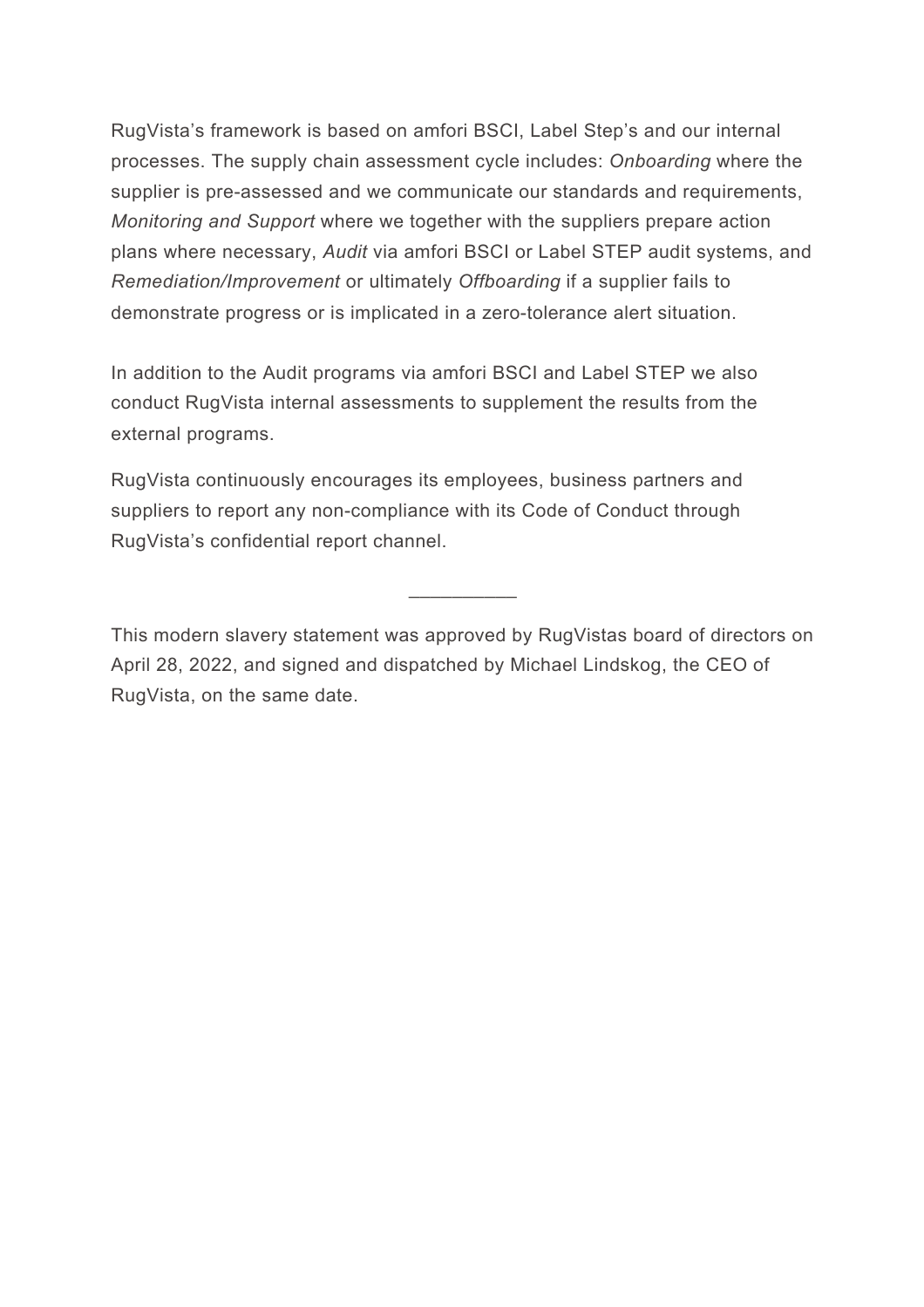RugVista's framework is based on amfori BSCI, Label Step's and our internal processes. The supply chain assessment cycle includes: *Onboarding* where the supplier is pre-assessed and we communicate our standards and requirements, *Monitoring and Support* where we together with the suppliers prepare action plans where necessary, *Audit* via amfori BSCI or Label STEP audit systems, and *Remediation/Improvement* or ultimately *Offboarding* if a supplier fails to demonstrate progress or is implicated in a zero-tolerance alert situation.

In addition to the Audit programs via amfori BSCI and Label STEP we also conduct RugVista internal assessments to supplement the results from the external programs.

RugVista continuously encourages its employees, business partners and suppliers to report any non-compliance with its Code of Conduct through RugVista's confidential report channel.

---

This modern slavery statement was approved by RugVistas board of directors on April 28, 2022, and signed and dispatched by Michael Lindskog, the CEO of RugVista, on the same date.